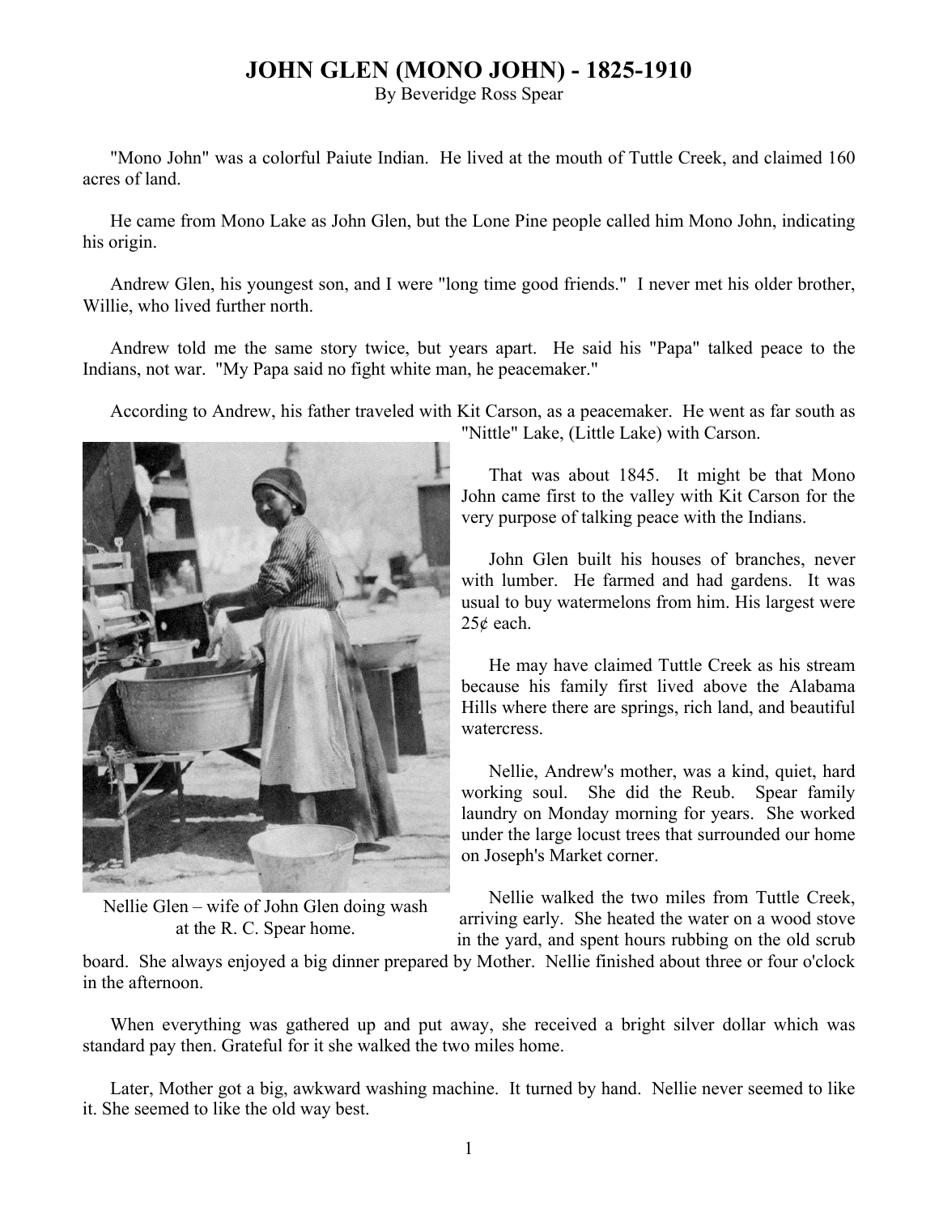# JOHN GLEN (MONO JOHN) - 1825-1910

By Beveridge Ross Spear

"Mono John" was a colorful Paiute Indian. He lived at the mouth of Tuttle Creek, and claimed 160 acres of land.

He came from Mono Lake as John Glen, but the Lone Pine people called him Mono John, indicating his origin.

Andrew Glen, his youngest son, and I were "long time good friends." I never met his older brother, Willie, who lived further north.

Andrew told me the same story twice, but years apart. He said his "Papa" talked peace to the Indians, not war. "My Papa said no fight white man, he peacemaker."

According to Andrew, his father traveled with Kit Carson, as a peacemaker. He went as far south as "Nittle" Lake, (Little Lake) with Carson.

That was about 1845. It might be that Mono John came first to the valley with Kit Carson for the very purpose of talking peace with the Indians.

John Glen built his houses of branches, never with lumber. He farmed and had gardens. It was usual to buy watermelons from him. His largest were 25¢ each.

He may have claimed Tuttle Creek as his stream because his family first lived above the Alabama Hills where there are springs, rich land, and beautiful watercress.

Nellie, Andrew's mother, was a kind, quiet, hard working soul. She did the Reub. Spear family laundry on Monday morning for years. She worked under the large locust trees that surrounded our home on Joseph's Market corner.

Nellie Glen – wife of John Glen doing wash at the R. C. Spear home.

Nellie walked the two miles from Tuttle Creek, arriving early. She heated the water on a wood stove in the yard, and spent hours rubbing on the old scrub board. She always enjoyed a big dinner prepared by Mother. Nellie finished about three or four o'clock in the afternoon.

When everything was gathered up and put away, she received a bright silver dollar which was standard pay then. Grateful for it she walked the two miles home.

Later, Mother got a big, awkward washing machine. It turned by hand. Nellie never seemed to like it. She seemed to like the old way best.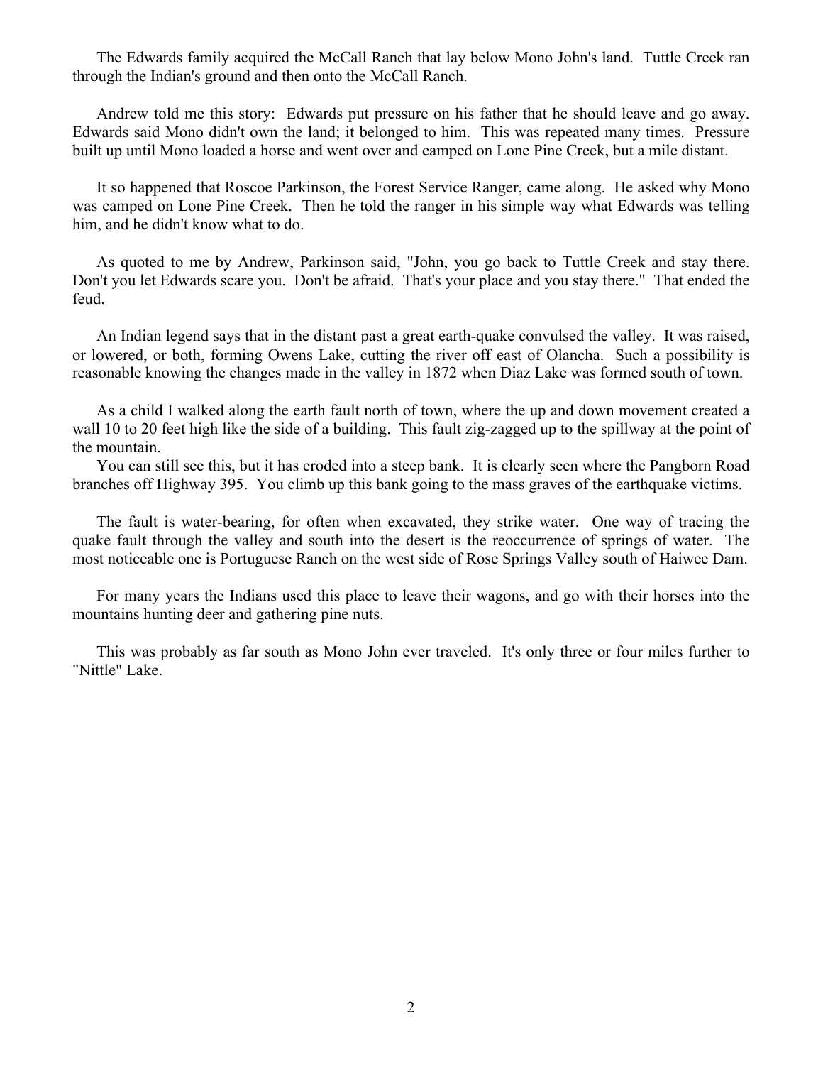The Edwards family acquired the McCall Ranch that lay below Mono John's land. Tuttle Creek ran through the Indian's ground and then onto the McCall Ranch.

Andrew told me this story: Edwards put pressure on his father that he should leave and go away. Edwards said Mono didn't own the land; it belonged to him. This was repeated many times. Pressure built up until Mono loaded a horse and went over and camped on Lone Pine Creek, but a mile distant.

It so happened that Roscoe Parkinson, the Forest Service Ranger, came along. He asked why Mono was camped on Lone Pine Creek. Then he told the ranger in his simple way what Edwards was telling him, and he didn't know what to do.

As quoted to me by Andrew, Parkinson said, "John, you go back to Tuttle Creek and stay there. Don't you let Edwards scare you. Don't be afraid. That's your place and you stay there." That ended the feud.

An Indian legend says that in the distant past a great earth-quake convulsed the valley. It was raised, or lowered, or both, forming Owens Lake, cutting the river off east of Olancha. Such a possibility is reasonable knowing the changes made in the valley in 1872 when Diaz Lake was formed south of town.

As a child I walked along the earth fault north of town, where the up and down movement created a wall 10 to 20 feet high like the side of a building. This fault zig-zagged up to the spillway at the point of the mountain.

You can still see this, but it has eroded into a steep bank. It is clearly seen where the Pangborn Road branches off Highway 395. You climb up this bank going to the mass graves of the earthquake victims.

The fault is water-bearing, for often when excavated, they strike water. One way of tracing the quake fault through the valley and south into the desert is the reoccurrence of springs of water. The most noticeable one is Portuguese Ranch on the west side of Rose Springs Valley south of Haiwee Dam.

For many years the Indians used this place to leave their wagons, and go with their horses into the mountains hunting deer and gathering pine nuts.

This was probably as far south as Mono John ever traveled. It's only three or four miles further to "Nittle" Lake.